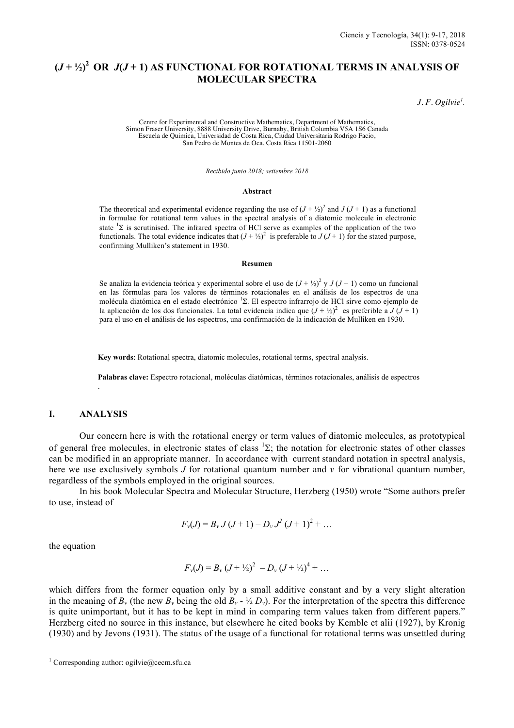# $(J + ½)^2$ OR $J(J + 1)$ AS FUNCTIONAL FOR ROTATIONAL TERMS IN ANALYSIS OF MOLECULAR SPECTRA

*J. F. Ogilvie*[1].

Centre for Experimental and Constructive Mathematics, Department of Mathematics,
Simon Fraser University, 8888 University Drive, Burnaby, British Columbia V5A 1S6 Canada
Escuela de Quimica, Universidad de Costa Rica, Ciudad Universitaria Rodrigo Facio,
San Pedro de Montes de Oca, Costa Rica 11501-2060

*Recibido junio 2018; setiembre 2018*

### Abstract

The theoretical and experimental evidence regarding the use of $(J + ½)^2$ and $J (J + 1)$ as a functional in formulae for rotational term values in the spectral analysis of a diatomic molecule in electronic state $^1\Sigma$ is scrutinised. The infrared spectra of HCl serve as examples of the application of the two functionals. The total evidence indicates that $(J + ½)^2$ is preferable to $J (J + 1)$ for the stated purpose, confirming Mulliken's statement in 1930.

### Resumen

Se analiza la evidencia teórica y experimental sobre el uso de $(J + ½)^2$ y $J (J + 1)$ como un funcional en las fórmulas para los valores de términos rotacionales en el análisis de los espectros de una molécula diatómica en el estado electrónico $^1\Sigma$. El espectro infrarrojo de HCl sirve como ejemplo de la aplicación de los dos funcionales. La total evidencia indica que $(J + ½)^2$ es preferible a $J (J + 1)$ para el uso en el análisis de los espectros, una confirmación de la indicación de Mulliken en 1930.

**Key words**: Rotational spectra, diatomic molecules, rotational terms, spectral analysis.

**Palabras clave:** Espectro rotacional, moléculas diatómicas, términos rotacionales, análisis de espectros

## I. ANALYSIS

Our concern here is with the rotational energy or term values of diatomic molecules, as prototypical of general free molecules, in electronic states of class $^1\Sigma$; the notation for electronic states of other classes can be modified in an appropriate manner. In accordance with current standard notation in spectral analysis, here we use exclusively symbols $J$ for rotational quantum number and $v$ for vibrational quantum number, regardless of the symbols employed in the original sources.

In his book Molecular Spectra and Molecular Structure, Herzberg (1950) wrote "Some authors prefer to use, instead of

$$F_v(J) = B_v J (J + 1) - D_v J^2 (J + 1)^2 + \ldots$$

the equation

$$F_v(J) = B_v (J + ½)^2 - D_v (J + ½)^4 + \ldots$$

which differs from the former equation only by a small additive constant and by a very slight alteration in the meaning of $B_v$ (the new $B_v$ being the old $B_v$ - ½ $D_v$). For the interpretation of the spectra this difference is quite unimportant, but it has to be kept in mind in comparing term values taken from different papers." Herzberg cited no source in this instance, but elsewhere he cited books by Kemble et alii (1927), by Kronig (1930) and by Jevons (1931). The status of the usage of a functional for rotational terms was unsettled during

[1] Corresponding author: ogilvie@cecm.sfu.ca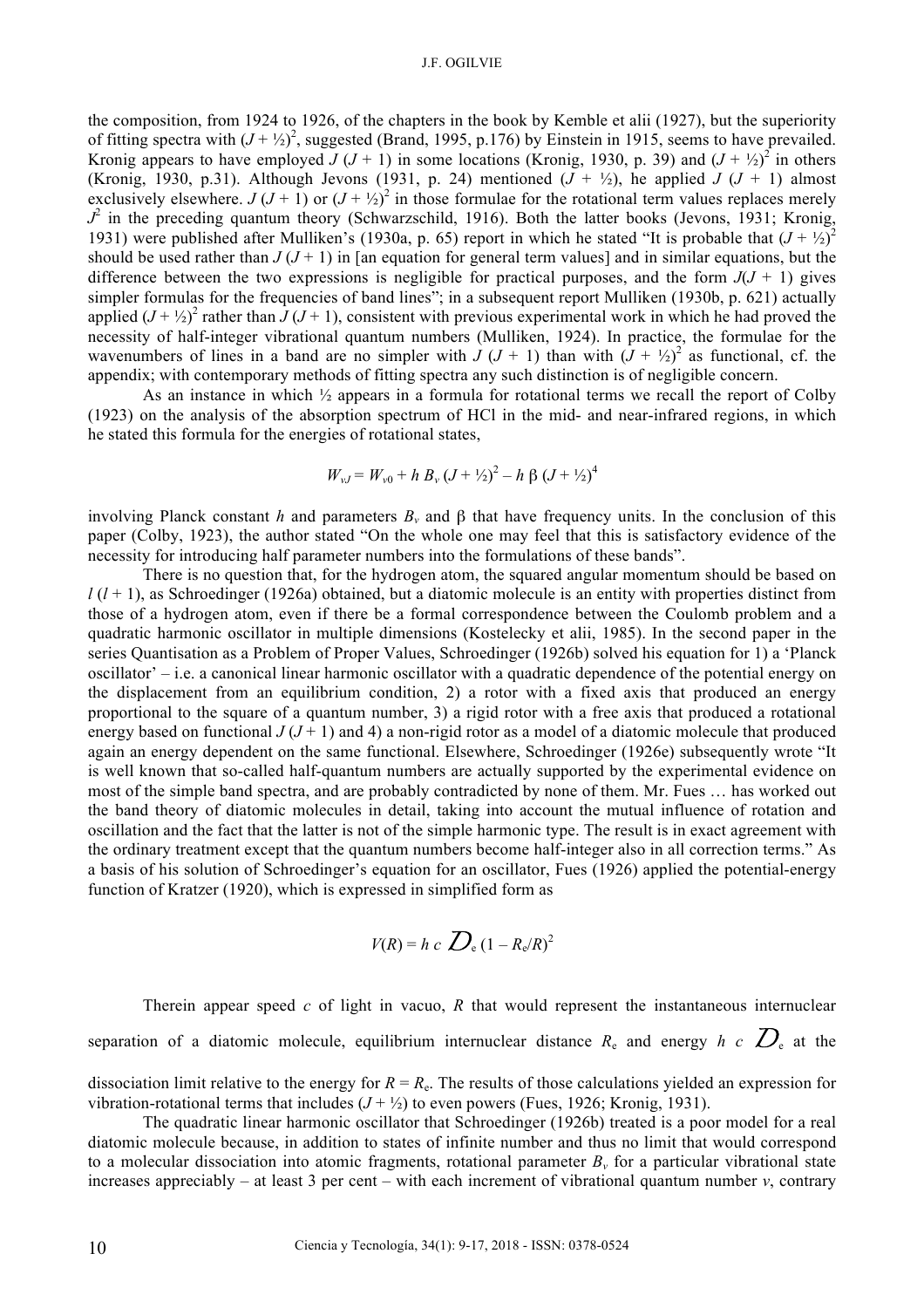the composition, from 1924 to 1926, of the chapters in the book by Kemble et alii (1927), but the superiority of fitting spectra with $(J + ½)^2$, suggested (Brand, 1995, p.176) by Einstein in 1915, seems to have prevailed. Kronig appears to have employed $J (J + 1)$ in some locations (Kronig, 1930, p. 39) and $(J + ½)^2$ in others (Kronig, 1930, p.31). Although Jevons (1931, p. 24) mentioned $(J + ½)$, he applied $J (J + 1)$ almost exclusively elsewhere. $J (J + 1)$ or $(J + ½)^2$ in those formulae for the rotational term values replaces merely $J^2$ in the preceding quantum theory (Schwarzschild, 1916). Both the latter books (Jevons, 1931; Kronig, 1931) were published after Mulliken's (1930a, p. 65) report in which he stated "It is probable that $(J + ½)^2$ should be used rather than $J (J + 1)$ in [an equation for general term values] and in similar equations, but the difference between the two expressions is negligible for practical purposes, and the form $J(J + 1)$ gives simpler formulas for the frequencies of band lines"; in a subsequent report Mulliken (1930b, p. 621) actually applied $(J + ½)^2$ rather than $J (J + 1)$, consistent with previous experimental work in which he had proved the necessity of half-integer vibrational quantum numbers (Mulliken, 1924). In practice, the formulae for the wavenumbers of lines in a band are no simpler with $J (J + 1)$ than with $(J + ½)^2$ as functional, cf. the appendix; with contemporary methods of fitting spectra any such distinction is of negligible concern.

As an instance in which ½ appears in a formula for rotational terms we recall the report of Colby (1923) on the analysis of the absorption spectrum of HCl in the mid- and near-infrared regions, in which he stated this formula for the energies of rotational states,

$$W_{vJ} = W_{v0} + h\, B_v\, (J + ½)^2 - h\, \beta\, (J + ½)^4$$

involving Planck constant $h$ and parameters $B_v$ and $\beta$ that have frequency units. In the conclusion of this paper (Colby, 1923), the author stated "On the whole one may feel that this is satisfactory evidence of the necessity for introducing half parameter numbers into the formulations of these bands".

There is no question that, for the hydrogen atom, the squared angular momentum should be based on $l (l + 1)$, as Schroedinger (1926a) obtained, but a diatomic molecule is an entity with properties distinct from those of a hydrogen atom, even if there be a formal correspondence between the Coulomb problem and a quadratic harmonic oscillator in multiple dimensions (Kostelecky et alii, 1985). In the second paper in the series Quantisation as a Problem of Proper Values, Schroedinger (1926b) solved his equation for 1) a 'Planck oscillator' – i.e. a canonical linear harmonic oscillator with a quadratic dependence of the potential energy on the displacement from an equilibrium condition, 2) a rotor with a fixed axis that produced an energy proportional to the square of a quantum number, 3) a rigid rotor with a free axis that produced a rotational energy based on functional $J (J + 1)$ and 4) a non-rigid rotor as a model of a diatomic molecule that produced again an energy dependent on the same functional. Elsewhere, Schroedinger (1926e) subsequently wrote "It is well known that so-called half-quantum numbers are actually supported by the experimental evidence on most of the simple band spectra, and are probably contradicted by none of them. Mr. Fues … has worked out the band theory of diatomic molecules in detail, taking into account the mutual influence of rotation and oscillation and the fact that the latter is not of the simple harmonic type. The result is in exact agreement with the ordinary treatment except that the quantum numbers become half-integer also in all correction terms." As a basis of his solution of Schroedinger's equation for an oscillator, Fues (1926) applied the potential-energy function of Kratzer (1920), which is expressed in simplified form as

$$V(R) = h\, c\, \mathcal{D}_e\, (1 - R_e/R)^2$$

Therein appear speed $c$ of light in vacuo, $R$ that would represent the instantaneous internuclear separation of a diatomic molecule, equilibrium internuclear distance $R_e$ and energy $h\, c\, \mathcal{D}_e$ at the dissociation limit relative to the energy for $R = R_e$. The results of those calculations yielded an expression for vibration-rotational terms that includes $(J + ½)$ to even powers (Fues, 1926; Kronig, 1931).

The quadratic linear harmonic oscillator that Schroedinger (1926b) treated is a poor model for a real diatomic molecule because, in addition to states of infinite number and thus no limit that would correspond to a molecular dissociation into atomic fragments, rotational parameter $B_v$ for a particular vibrational state increases appreciably – at least 3 per cent – with each increment of vibrational quantum number $v$, contrary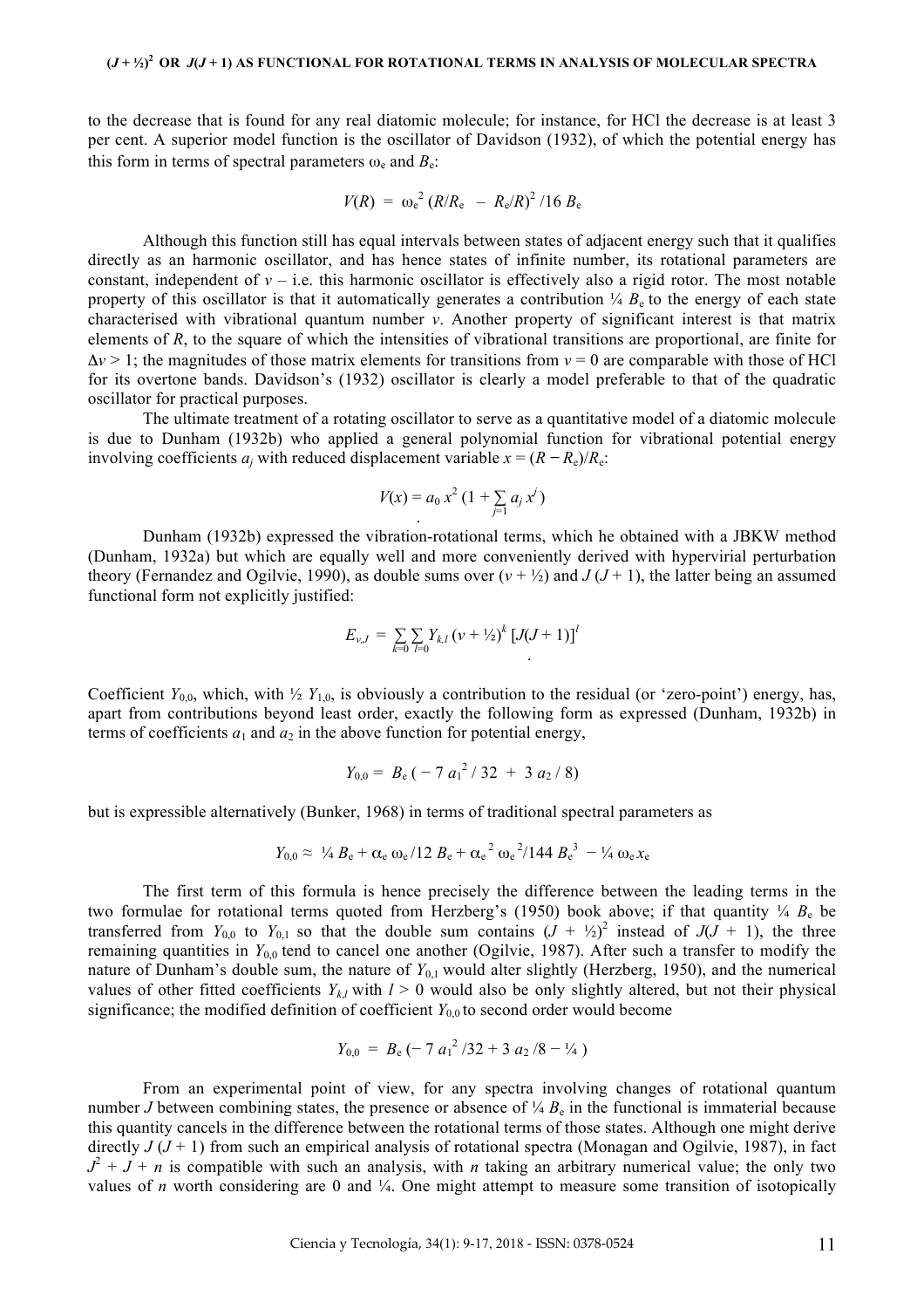to the decrease that is found for any real diatomic molecule; for instance, for HCl the decrease is at least 3 per cent. A superior model function is the oscillator of Davidson (1932), of which the potential energy has this form in terms of spectral parameters $\omega_e$ and $B_e$:

$$V(R) = \omega_e^2 (R/R_e - R_e/R)^2 / 16\, B_e$$

Although this function still has equal intervals between states of adjacent energy such that it qualifies directly as an harmonic oscillator, and has hence states of infinite number, its rotational parameters are constant, independent of $v$ – i.e. this harmonic oscillator is effectively also a rigid rotor. The most notable property of this oscillator is that it automatically generates a contribution ¼ $B_e$ to the energy of each state characterised with vibrational quantum number $v$. Another property of significant interest is that matrix elements of $R$, to the square of which the intensities of vibrational transitions are proportional, are finite for $\Delta v > 1$; the magnitudes of those matrix elements for transitions from $v = 0$ are comparable with those of HCl for its overtone bands. Davidson's (1932) oscillator is clearly a model preferable to that of the quadratic oscillator for practical purposes.

The ultimate treatment of a rotating oscillator to serve as a quantitative model of a diatomic molecule is due to Dunham (1932b) who applied a general polynomial function for vibrational potential energy involving coefficients $a_j$ with reduced displacement variable $x = (R - R_e)/R_e$:

$$V(x) = a_0\, x^2 \,(1 + \sum_{j=1} a_j\, x^j)$$

Dunham (1932b) expressed the vibration-rotational terms, which he obtained with a JBKW method (Dunham, 1932a) but which are equally well and more conveniently derived with hypervirial perturbation theory (Fernandez and Ogilvie, 1990), as double sums over $(v + ½)$ and $J\,(J + 1)$, the latter being an assumed functional form not explicitly justified:

$$E_{v,J} = \sum_{k=0} \sum_{l=0} Y_{k,l}\, (v + ½)^k\, [J(J + 1)]^l$$

Coefficient $Y_{0,0}$, which, with ½ $Y_{1,0}$, is obviously a contribution to the residual (or 'zero-point') energy, has, apart from contributions beyond least order, exactly the following form as expressed (Dunham, 1932b) in terms of coefficients $a_1$ and $a_2$ in the above function for potential energy,

$$Y_{0,0} = B_e\, ( - 7\, a_1^2 / 32 \; + \; 3\, a_2 / 8)$$

but is expressible alternatively (Bunker, 1968) in terms of traditional spectral parameters as

$$Y_{0,0} \approx ¼\, B_e + \alpha_e\, \omega_e / 12\, B_e + \alpha_e^2\, \omega_e^2 / 144\, B_e^3 \; - ¼\, \omega_e\, x_e$$

The first term of this formula is hence precisely the difference between the leading terms in the two formulae for rotational terms quoted from Herzberg's (1950) book above; if that quantity ¼ $B_e$ be transferred from $Y_{0,0}$ to $Y_{0,1}$ so that the double sum contains $(J + ½)^2$ instead of $J(J + 1)$, the three remaining quantities in $Y_{0,0}$ tend to cancel one another (Ogilvie, 1987). After such a transfer to modify the nature of Dunham's double sum, the nature of $Y_{0,1}$ would alter slightly (Herzberg, 1950), and the numerical values of other fitted coefficients $Y_{k,l}$ with $l > 0$ would also be only slightly altered, but not their physical significance; the modified definition of coefficient $Y_{0,0}$ to second order would become

$$Y_{0,0} = B_e\, (- 7\, a_1^2 / 32 + 3\, a_2 / 8 - ¼\,)$$

From an experimental point of view, for any spectra involving changes of rotational quantum number $J$ between combining states, the presence or absence of ¼ $B_e$ in the functional is immaterial because this quantity cancels in the difference between the rotational terms of those states. Although one might derive directly $J\,(J + 1)$ from such an empirical analysis of rotational spectra (Monagan and Ogilvie, 1987), in fact $J^2 + J + n$ is compatible with such an analysis, with $n$ taking an arbitrary numerical value; the only two values of $n$ worth considering are 0 and ¼. One might attempt to measure some transition of isotopically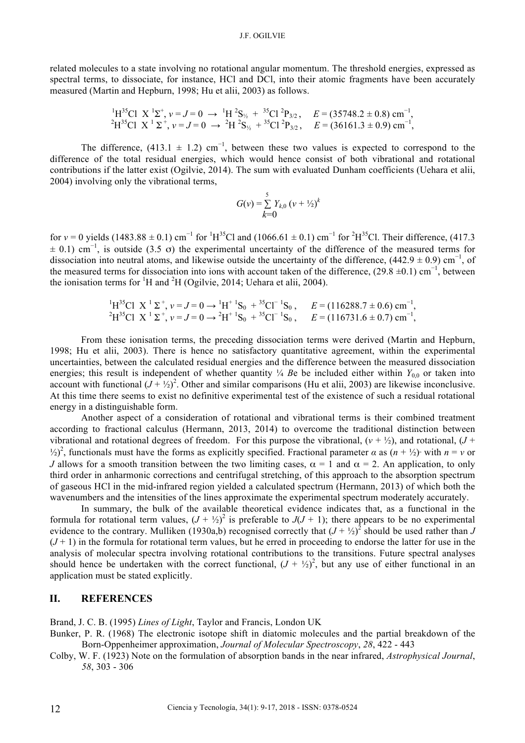related molecules to a state involving no rotational angular momentum. The threshold energies, expressed as spectral terms, to dissociate, for instance, HCl and DCl, into their atomic fragments have been accurately measured (Martin and Hepburn, 1998; Hu et alii, 2003) as follows.

$$^{1}H^{35}Cl\ \ X\ ^{1}\Sigma^{+},\ v = J = 0\ \rightarrow\ ^{1}H\ ^{2}S_{½}\ +\ ^{35}Cl\ ^{2}P_{3/2}\,,\quad E = (35748.2 \pm 0.8)\ \mathrm{cm}^{-1},$$
$$^{2}H^{35}Cl\ \ X\ ^{1}\Sigma^{+},\ v = J = 0\ \rightarrow\ ^{2}H\ ^{2}S_{½}\ +\ ^{35}Cl\ ^{2}P_{3/2}\,,\quad E = (36161.3 \pm 0.9)\ \mathrm{cm}^{-1},$$

The difference, $(413.1 \pm 1.2)\ \mathrm{cm}^{-1}$, between these two values is expected to correspond to the difference of the total residual energies, which would hence consist of both vibrational and rotational contributions if the latter exist (Ogilvie, 2014). The sum with evaluated Dunham coefficients (Uehara et alii, 2004) involving only the vibrational terms,

$$G(v) = \sum_{k=0}^{5} Y_{k,0}\ (v + ½)^{k}$$

for $v = 0$ yields $(1483.88 \pm 0.1)\ \mathrm{cm}^{-1}$ for $^{1}H^{35}Cl$ and $(1066.61 \pm 0.1)\ \mathrm{cm}^{-1}$ for $^{2}H^{35}Cl$. Their difference, $(417.3 \pm 0.1)\ \mathrm{cm}^{-1}$, is outside ($3.5\ \sigma$) the experimental uncertainty of the difference of the measured terms for dissociation into neutral atoms, and likewise outside the uncertainty of the difference, $(442.9 \pm 0.9)\ \mathrm{cm}^{-1}$, of the measured terms for dissociation into ions with account taken of the difference, $(29.8 \pm 0.1)\ \mathrm{cm}^{-1}$, between the ionisation terms for $^{1}H$ and $^{2}H$ (Ogilvie, 2014; Uehara et alii, 2004).

$$^{1}H^{35}Cl\ \ X\ ^{1}\Sigma^{+},\ v = J = 0 \rightarrow\ ^{1}H^{+}\ ^{1}S_{0}\ +\ ^{35}Cl^{-}\ ^{1}S_{0}\,,\quad E = (116288.7 \pm 0.6)\ \mathrm{cm}^{-1},$$
$$^{2}H^{35}Cl\ \ X\ ^{1}\Sigma^{+},\ v = J = 0 \rightarrow\ ^{2}H^{+}\ ^{1}S_{0}\ +\ ^{35}Cl^{-}\ ^{1}S_{0}\,,\quad E = (116731.6 \pm 0.7)\ \mathrm{cm}^{-1},$$

From these ionisation terms, the preceding dissociation terms were derived (Martin and Hepburn, 1998; Hu et alii, 2003). There is hence no satisfactory quantitative agreement, within the experimental uncertainties, between the calculated residual energies and the difference between the measured dissociation energies; this result is independent of whether quantity $¼\ Be$ be included either within $Y_{0,0}$ or taken into account with functional $(J + ½)^{2}$. Other and similar comparisons (Hu et alii, 2003) are likewise inconclusive. At this time there seems to exist no definitive experimental test of the existence of such a residual rotational energy in a distinguishable form.

Another aspect of a consideration of rotational and vibrational terms is their combined treatment according to fractional calculus (Hermann, 2013, 2014) to overcome the traditional distinction between vibrational and rotational degrees of freedom. For this purpose the vibrational, $(v + ½)$, and rotational, $(J + ½)^{2}$, functionals must have the forms as explicitly specified. Fractional parameter $\alpha$ as $(n + ½)^{\alpha}$ with $n = v$ or $J$ allows for a smooth transition between the two limiting cases, $\alpha = 1$ and $\alpha = 2$. An application, to only third order in anharmonic corrections and centrifugal stretching, of this approach to the absorption spectrum of gaseous HCl in the mid-infrared region yielded a calculated spectrum (Hermann, 2013) of which both the wavenumbers and the intensities of the lines approximate the experimental spectrum moderately accurately.

In summary, the bulk of the available theoretical evidence indicates that, as a functional in the formula for rotational term values, $(J + ½)^{2}$ is preferable to $J(J + 1)$; there appears to be no experimental evidence to the contrary. Mulliken (1930a,b) recognised correctly that $(J + ½)^{2}$ should be used rather than $J\ (J + 1)$ in the formula for rotational term values, but he erred in proceeding to endorse the latter for use in the analysis of molecular spectra involving rotational contributions to the transitions. Future spectral analyses should hence be undertaken with the correct functional, $(J + ½)^{2}$, but any use of either functional in an application must be stated explicitly.

## II. REFERENCES

Brand, J. C. B. (1995) *Lines of Light*, Taylor and Francis, London UK

Bunker, P. R. (1968) The electronic isotope shift in diatomic molecules and the partial breakdown of the Born-Oppenheimer approximation, *Journal of Molecular Spectroscopy*, *28*, 422 - 443

Colby, W. F. (1923) Note on the formulation of absorption bands in the near infrared, *Astrophysical Journal*, *58*, 303 - 306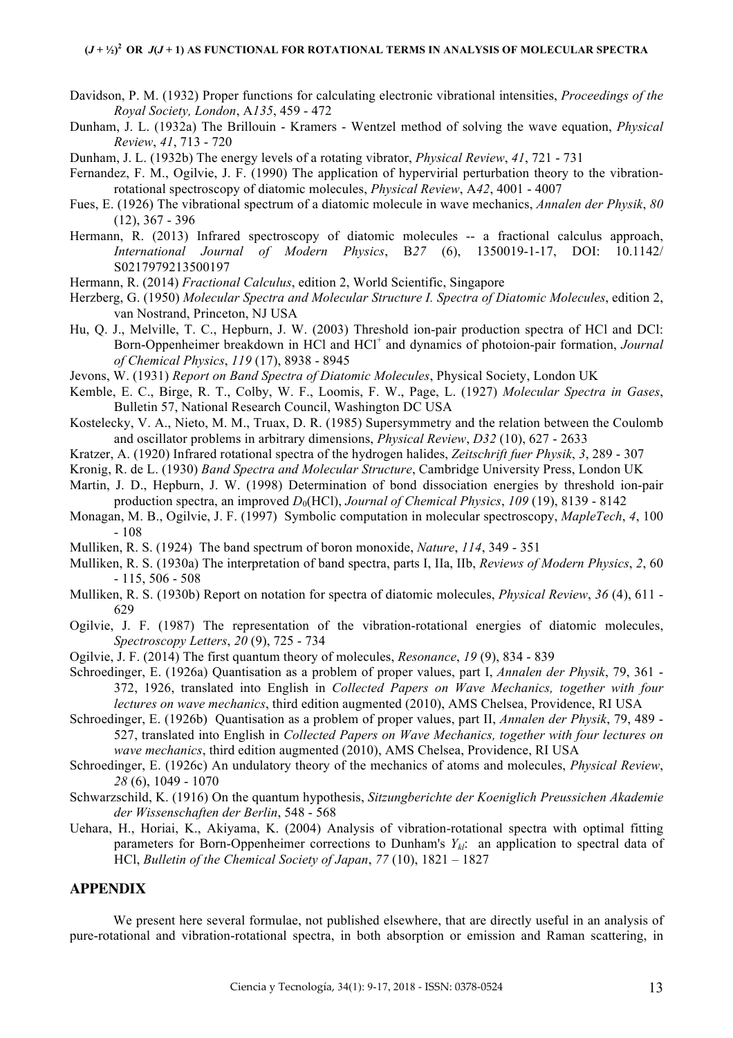Davidson, P. M. (1932) Proper functions for calculating electronic vibrational intensities, *Proceedings of the Royal Society, London*, A*135*, 459 - 472

Dunham, J. L. (1932a) The Brillouin - Kramers - Wentzel method of solving the wave equation, *Physical Review*, *41*, 713 - 720

Dunham, J. L. (1932b) The energy levels of a rotating vibrator, *Physical Review*, *41*, 721 - 731

Fernandez, F. M., Ogilvie, J. F. (1990) The application of hypervirial perturbation theory to the vibration-rotational spectroscopy of diatomic molecules, *Physical Review*, A*42*, 4001 - 4007

Fues, E. (1926) The vibrational spectrum of a diatomic molecule in wave mechanics, *Annalen der Physik*, *80* (12), 367 - 396

Hermann, R. (2013) Infrared spectroscopy of diatomic molecules -- a fractional calculus approach, *International Journal of Modern Physics*, B*27* (6), 1350019-1-17, DOI: 10.1142/ S0217979213500197

Hermann, R. (2014) *Fractional Calculus*, edition 2, World Scientific, Singapore

Herzberg, G. (1950) *Molecular Spectra and Molecular Structure I. Spectra of Diatomic Molecules*, edition 2, van Nostrand, Princeton, NJ USA

Hu, Q. J., Melville, T. C., Hepburn, J. W. (2003) Threshold ion-pair production spectra of HCl and DCl: Born-Oppenheimer breakdown in HCl and $HCl^+$ and dynamics of photoion-pair formation, *Journal of Chemical Physics*, *119* (17), 8938 - 8945

Jevons, W. (1931) *Report on Band Spectra of Diatomic Molecules*, Physical Society, London UK

Kemble, E. C., Birge, R. T., Colby, W. F., Loomis, F. W., Page, L. (1927) *Molecular Spectra in Gases*, Bulletin 57, National Research Council, Washington DC USA

Kostelecky, V. A., Nieto, M. M., Truax, D. R. (1985) Supersymmetry and the relation between the Coulomb and oscillator problems in arbitrary dimensions, *Physical Review*, *D32* (10), 627 - 2633

Kratzer, A. (1920) Infrared rotational spectra of the hydrogen halides, *Zeitschrift fuer Physik*, *3*, 289 - 307

Kronig, R. de L. (1930) *Band Spectra and Molecular Structure*, Cambridge University Press, London UK

Martin, J. D., Hepburn, J. W. (1998) Determination of bond dissociation energies by threshold ion-pair production spectra, an improved $D_0$(HCl), *Journal of Chemical Physics*, *109* (19), 8139 - 8142

Monagan, M. B., Ogilvie, J. F. (1997) Symbolic computation in molecular spectroscopy, *MapleTech*, *4*, 100 - 108

Mulliken, R. S. (1924) The band spectrum of boron monoxide, *Nature*, *114*, 349 - 351

Mulliken, R. S. (1930a) The interpretation of band spectra, parts I, IIa, IIb, *Reviews of Modern Physics*, *2*, 60 - 115, 506 - 508

Mulliken, R. S. (1930b) Report on notation for spectra of diatomic molecules, *Physical Review*, *36* (4), 611 - 629

Ogilvie, J. F. (1987) The representation of the vibration-rotational energies of diatomic molecules, *Spectroscopy Letters*, *20* (9), 725 - 734

Ogilvie, J. F. (2014) The first quantum theory of molecules, *Resonance*, *19* (9), 834 - 839

Schroedinger, E. (1926a) Quantisation as a problem of proper values, part I, *Annalen der Physik*, 79, 361 - 372, 1926, translated into English in *Collected Papers on Wave Mechanics, together with four lectures on wave mechanics*, third edition augmented (2010), AMS Chelsea, Providence, RI USA

Schroedinger, E. (1926b) Quantisation as a problem of proper values, part II, *Annalen der Physik*, 79, 489 - 527, translated into English in *Collected Papers on Wave Mechanics, together with four lectures on wave mechanics*, third edition augmented (2010), AMS Chelsea, Providence, RI USA

Schroedinger, E. (1926c) An undulatory theory of the mechanics of atoms and molecules, *Physical Review*, *28* (6), 1049 - 1070

Schwarzschild, K. (1916) On the quantum hypothesis, *Sitzungberichte der Koeniglich Preussichen Akademie der Wissenschaften der Berlin*, 548 - 568

Uehara, H., Horiai, K., Akiyama, K. (2004) Analysis of vibration-rotational spectra with optimal fitting parameters for Born-Oppenheimer corrections to Dunham's $Y_{kl}$: an application to spectral data of HCl, *Bulletin of the Chemical Society of Japan*, *77* (10), 1821 – 1827

## APPENDIX

We present here several formulae, not published elsewhere, that are directly useful in an analysis of pure-rotational and vibration-rotational spectra, in both absorption or emission and Raman scattering, in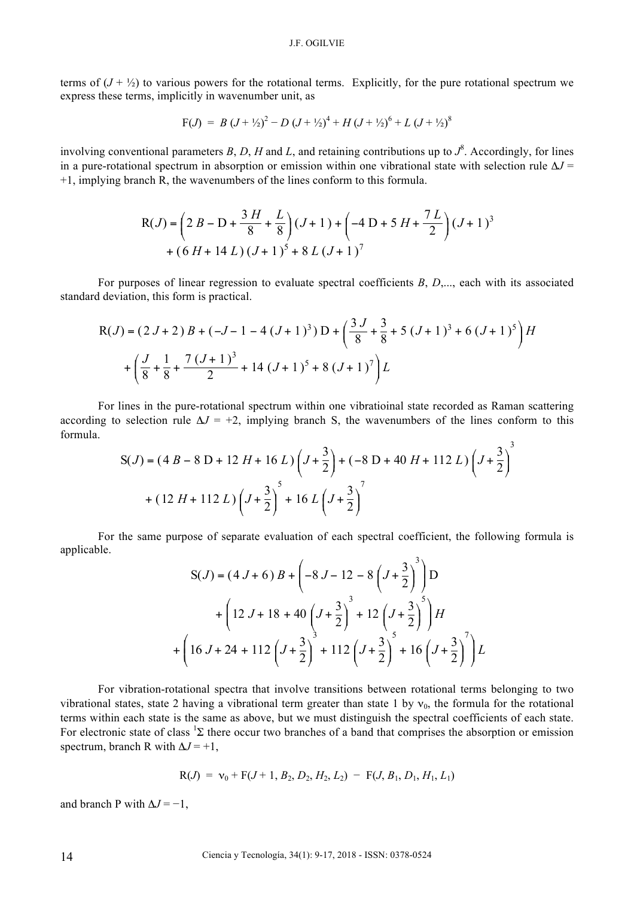terms of $(J + ½)$ to various powers for the rotational terms. Explicitly, for the pure rotational spectrum we express these terms, implicitly in wavenumber unit, as

$$\mathrm{F}(J) = B\,(J + ½)^2 - D\,(J + ½)^4 + H\,(J + ½)^6 + L\,(J + ½)^8$$

involving conventional parameters $B$, $D$, $H$ and $L$, and retaining contributions up to $J^8$. Accordingly, for lines in a pure-rotational spectrum in absorption or emission within one vibrational state with selection rule $\Delta J = +1$, implying branch R, the wavenumbers of the lines conform to this formula.

$$\mathrm{R}(J) = \left(2\,B - \mathrm{D} + \frac{3\,H}{8} + \frac{L}{8}\right)(J+1) + \left(-4\,\mathrm{D} + 5\,H + \frac{7\,L}{2}\right)(J+1)^3 + (6\,H + 14\,L)\,(J+1)^5 + 8\,L\,(J+1)^7$$

For purposes of linear regression to evaluate spectral coefficients $B$, $D$,..., each with its associated standard deviation, this form is practical.

$$\mathrm{R}(J) = (2\,J + 2)\,B + (-J - 1 - 4\,(J+1)^3)\,\mathrm{D} + \left(\frac{3\,J}{8} + \frac{3}{8} + 5\,(J+1)^3 + 6\,(J+1)^5\right)H + \left(\frac{J}{8} + \frac{1}{8} + \frac{7\,(J+1)^3}{2} + 14\,(J+1)^5 + 8\,(J+1)^7\right)L$$

For lines in the pure-rotational spectrum within one vibratioinal state recorded as Raman scattering according to selection rule $\Delta J = +2$, implying branch S, the wavenumbers of the lines conform to this formula.

$$\mathrm{S}(J) = (4\,B - 8\,\mathrm{D} + 12\,H + 16\,L)\left(J + \frac{3}{2}\right) + (-8\,\mathrm{D} + 40\,H + 112\,L)\left(J + \frac{3}{2}\right)^3 + (12\,H + 112\,L)\left(J + \frac{3}{2}\right)^5 + 16\,L\left(J + \frac{3}{2}\right)^7$$

For the same purpose of separate evaluation of each spectral coefficient, the following formula is applicable.

$$\mathrm{S}(J) = (4\,J + 6)\,B + \left(-8\,J - 12 - 8\left(J + \frac{3}{2}\right)^3\right)\mathrm{D} + \left(12\,J + 18 + 40\left(J + \frac{3}{2}\right)^3 + 12\left(J + \frac{3}{2}\right)^5\right)H + \left(16\,J + 24 + 112\left(J + \frac{3}{2}\right)^3 + 112\left(J + \frac{3}{2}\right)^5 + 16\left(J + \frac{3}{2}\right)^7\right)L$$

For vibration-rotational spectra that involve transitions between rotational terms belonging to two vibrational states, state 2 having a vibrational term greater than state 1 by $\nu_0$, the formula for the rotational terms within each state is the same as above, but we must distinguish the spectral coefficients of each state. For electronic state of class $^1\Sigma$ there occur two branches of a band that comprises the absorption or emission spectrum, branch R with $\Delta J = +1$,

$$\mathrm{R}(J) = \nu_0 + \mathrm{F}(J + 1, B_2, D_2, H_2, L_2) - \mathrm{F}(J, B_1, D_1, H_1, L_1)$$

and branch P with $\Delta J = -1$,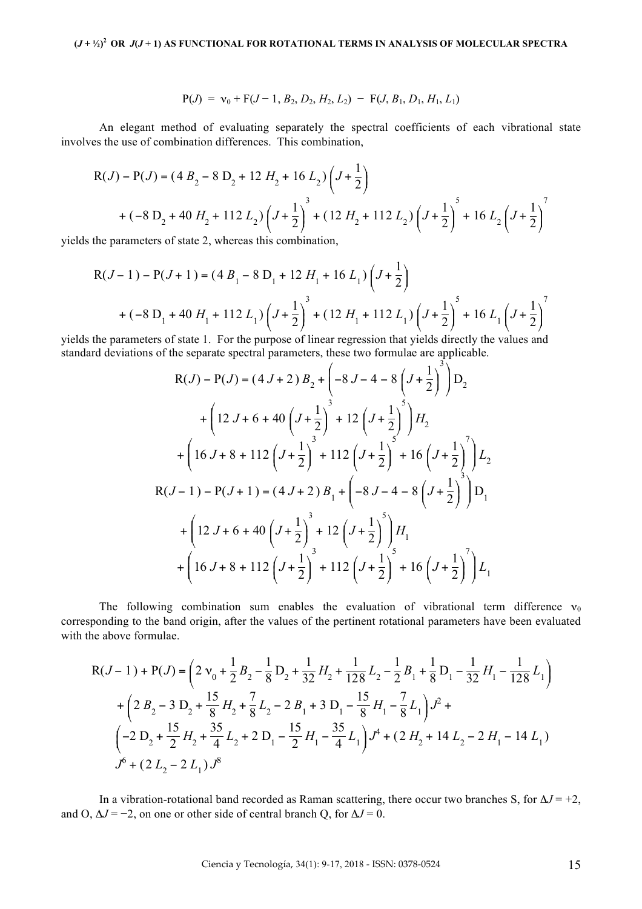$$\mathrm{P}(J) = \nu_0 + \mathrm{F}(J-1, B_2, D_2, H_2, L_2) - \mathrm{F}(J, B_1, D_1, H_1, L_1)$$

An elegant method of evaluating separately the spectral coefficients of each vibrational state involves the use of combination differences. This combination,

$$\mathrm{R}(J) - \mathrm{P}(J) = (4\,B_2 - 8\,\mathrm{D}_2 + 12\,H_2 + 16\,L_2)\left(J + \frac{1}{2}\right)$$
$$+ (-8\,\mathrm{D}_2 + 40\,H_2 + 112\,L_2)\left(J + \frac{1}{2}\right)^3 + (12\,H_2 + 112\,L_2)\left(J + \frac{1}{2}\right)^5 + 16\,L_2\left(J + \frac{1}{2}\right)^7$$

yields the parameters of state 2, whereas this combination,

$$\mathrm{R}(J-1) - \mathrm{P}(J+1) = (4\,B_1 - 8\,\mathrm{D}_1 + 12\,H_1 + 16\,L_1)\left(J + \frac{1}{2}\right)$$
$$+ (-8\,\mathrm{D}_1 + 40\,H_1 + 112\,L_1)\left(J + \frac{1}{2}\right)^3 + (12\,H_1 + 112\,L_1)\left(J + \frac{1}{2}\right)^5 + 16\,L_1\left(J + \frac{1}{2}\right)^7$$

yields the parameters of state 1. For the purpose of linear regression that yields directly the values and standard deviations of the separate spectral parameters, these two formulae are applicable.

$$\mathrm{R}(J) - \mathrm{P}(J) = (4\,J + 2)\,B_2 + \left(-8\,J - 4 - 8\left(J + \frac{1}{2}\right)^3\right)\mathrm{D}_2$$
$$+ \left(12\,J + 6 + 40\left(J + \frac{1}{2}\right)^3 + 12\left(J + \frac{1}{2}\right)^5\right)H_2$$
$$+ \left(16\,J + 8 + 112\left(J + \frac{1}{2}\right)^3 + 112\left(J + \frac{1}{2}\right)^5 + 16\left(J + \frac{1}{2}\right)^7\right)L_2$$

$$\mathrm{R}(J-1) - \mathrm{P}(J+1) = (4\,J + 2)\,B_1 + \left(-8\,J - 4 - 8\left(J + \frac{1}{2}\right)^3\right)\mathrm{D}_1$$
$$+ \left(12\,J + 6 + 40\left(J + \frac{1}{2}\right)^3 + 12\left(J + \frac{1}{2}\right)^5\right)H_1$$
$$+ \left(16\,J + 8 + 112\left(J + \frac{1}{2}\right)^3 + 112\left(J + \frac{1}{2}\right)^5 + 16\left(J + \frac{1}{2}\right)^7\right)L_1$$

The following combination sum enables the evaluation of vibrational term difference $\nu_0$ corresponding to the band origin, after the values of the pertinent rotational parameters have been evaluated with the above formulae.

$$\mathrm{R}(J-1) + \mathrm{P}(J) = \left(2\,\nu_0 + \frac{1}{2}B_2 - \frac{1}{8}\mathrm{D}_2 + \frac{1}{32}H_2 + \frac{1}{128}L_2 - \frac{1}{2}B_1 + \frac{1}{8}\mathrm{D}_1 - \frac{1}{32}H_1 - \frac{1}{128}L_1\right)$$
$$+ \left(2\,B_2 - 3\,\mathrm{D}_2 + \frac{15}{8}H_2 + \frac{7}{8}L_2 - 2\,B_1 + 3\,\mathrm{D}_1 - \frac{15}{8}H_1 - \frac{7}{8}L_1\right)J^2 +$$
$$\left(-2\,\mathrm{D}_2 + \frac{15}{2}H_2 + \frac{35}{4}L_2 + 2\,\mathrm{D}_1 - \frac{15}{2}H_1 - \frac{35}{4}L_1\right)J^4 + (2\,H_2 + 14\,L_2 - 2\,H_1 - 14\,L_1)$$
$$J^6 + (2\,L_2 - 2\,L_1)\,J^8$$

In a vibration-rotational band recorded as Raman scattering, there occur two branches S, for $\Delta J = +2$, and O, $\Delta J = -2$, on one or other side of central branch Q, for $\Delta J = 0$.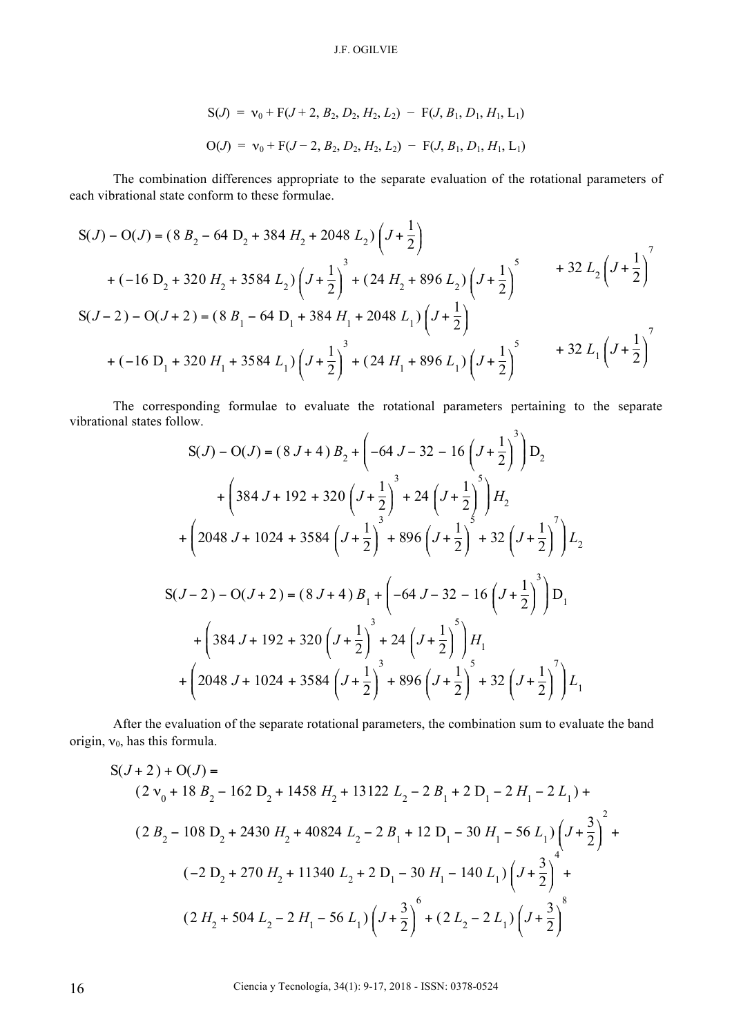$$\text{S}(J) = \nu_0 + \text{F}(J + 2, B_2, D_2, H_2, L_2) - \text{F}(J, B_1, D_1, H_1, \text{L}_1)$$

$$\text{O}(J) = \nu_0 + \text{F}(J - 2, B_2, D_2, H_2, L_2) - \text{F}(J, B_1, D_1, H_1, \text{L}_1)$$

The combination differences appropriate to the separate evaluation of the rotational parameters of each vibrational state conform to these formulae.

$$\text{S}(J) - \text{O}(J) = (8\,B_2 - 64\,\text{D}_2 + 384\,H_2 + 2048\,L_2)\left(J + \frac{1}{2}\right)$$
$$+ (-16\,\text{D}_2 + 320\,H_2 + 3584\,L_2)\left(J + \frac{1}{2}\right)^3 + (24\,H_2 + 896\,L_2)\left(J + \frac{1}{2}\right)^5 + 32\,L_2\left(J + \frac{1}{2}\right)^7$$

$$\text{S}(J-2) - \text{O}(J+2) = (8\,B_1 - 64\,\text{D}_1 + 384\,H_1 + 2048\,L_1)\left(J + \frac{1}{2}\right)$$
$$+ (-16\,\text{D}_1 + 320\,H_1 + 3584\,L_1)\left(J + \frac{1}{2}\right)^3 + (24\,H_1 + 896\,L_1)\left(J + \frac{1}{2}\right)^5 + 32\,L_1\left(J + \frac{1}{2}\right)^7$$

The corresponding formulae to evaluate the rotational parameters pertaining to the separate vibrational states follow.

$$\text{S}(J) - \text{O}(J) = (8\,J + 4)\,B_2 + \left(-64\,J - 32 - 16\left(J + \frac{1}{2}\right)^3\right)\text{D}_2$$
$$+ \left(384\,J + 192 + 320\left(J + \frac{1}{2}\right)^3 + 24\left(J + \frac{1}{2}\right)^5\right)H_2$$
$$+ \left(2048\,J + 1024 + 3584\left(J + \frac{1}{2}\right)^3 + 896\left(J + \frac{1}{2}\right)^5 + 32\left(J + \frac{1}{2}\right)^7\right)L_2$$

$$\text{S}(J-2) - \text{O}(J+2) = (8\,J + 4)\,B_1 + \left(-64\,J - 32 - 16\left(J + \frac{1}{2}\right)^3\right)\text{D}_1$$
$$+ \left(384\,J + 192 + 320\left(J + \frac{1}{2}\right)^3 + 24\left(J + \frac{1}{2}\right)^5\right)H_1$$
$$+ \left(2048\,J + 1024 + 3584\left(J + \frac{1}{2}\right)^3 + 896\left(J + \frac{1}{2}\right)^5 + 32\left(J + \frac{1}{2}\right)^7\right)L_1$$

After the evaluation of the separate rotational parameters, the combination sum to evaluate the band origin, $\nu_0$, has this formula.

$$\text{S}(J+2) + \text{O}(J) =$$
$$(2\,\nu_0 + 18\,B_2 - 162\,\text{D}_2 + 1458\,H_2 + 13122\,L_2 - 2\,B_1 + 2\,\text{D}_1 - 2\,H_1 - 2\,L_1) +$$
$$(2\,B_2 - 108\,\text{D}_2 + 2430\,H_2 + 40824\,L_2 - 2\,B_1 + 12\,\text{D}_1 - 30\,H_1 - 56\,L_1)\left(J + \frac{3}{2}\right)^2 +$$
$$(-2\,\text{D}_2 + 270\,H_2 + 11340\,L_2 + 2\,\text{D}_1 - 30\,H_1 - 140\,L_1)\left(J + \frac{3}{2}\right)^4 +$$
$$(2\,H_2 + 504\,L_2 - 2\,H_1 - 56\,L_1)\left(J + \frac{3}{2}\right)^6 + (2\,L_2 - 2\,L_1)\left(J + \frac{3}{2}\right)^8$$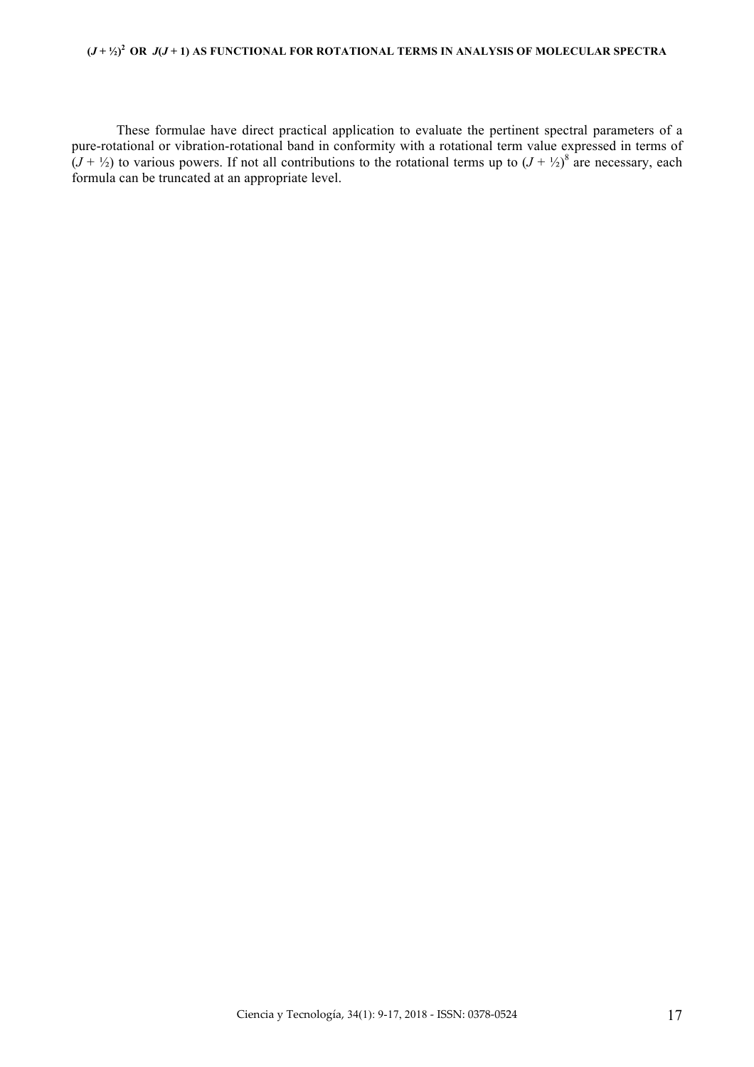These formulae have direct practical application to evaluate the pertinent spectral parameters of a pure-rotational or vibration-rotational band in conformity with a rotational term value expressed in terms of $(J + \frac{1}{2})$ to various powers. If not all contributions to the rotational terms up to $(J + \frac{1}{2})^8$ are necessary, each formula can be truncated at an appropriate level.